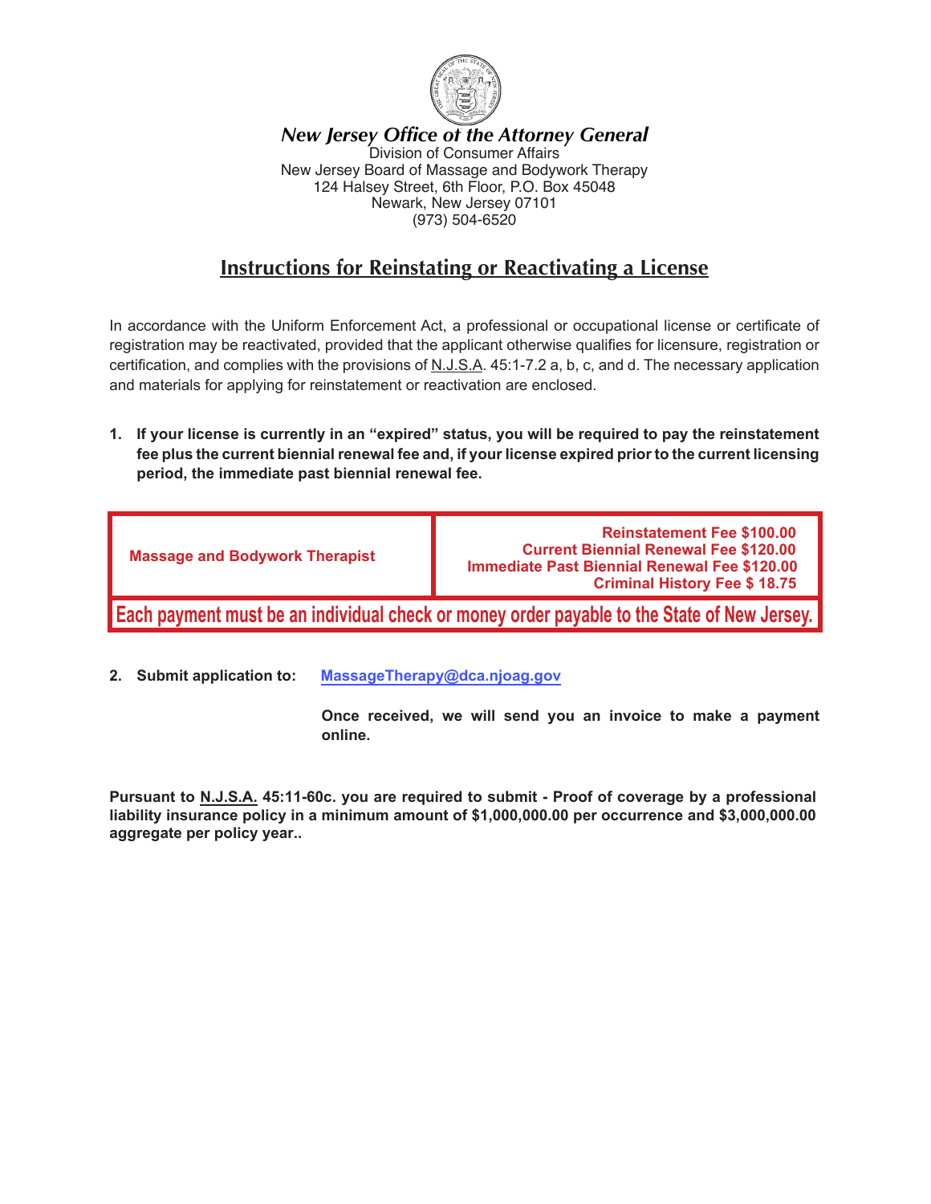***New Jersey Office of the Attorney General***

Division of Consumer Affairs
New Jersey Board of Massage and Bodywork Therapy
124 Halsey Street, 6th Floor, P.O. Box 45048
Newark, New Jersey 07101
(973) 504-6520

# Instructions for Reinstating or Reactivating a License

In accordance with the Uniform Enforcement Act, a professional or occupational license or certificate of registration may be reactivated, provided that the applicant otherwise qualifies for licensure, registration or certification, and complies with the provisions of N.J.S.A. 45:1-7.2 a, b, c, and d. The necessary application and materials for applying for reinstatement or reactivation are enclosed.

1. **If your license is currently in an "expired" status, you will be required to pay the reinstatement fee plus the current biennial renewal fee and, if your license expired prior to the current licensing period, the immediate past biennial renewal fee.**

| | |
|---|---|
| **Massage and Bodywork Therapist** | **Reinstatement Fee $100.00**<br>**Current Biennial Renewal Fee $120.00**<br>**Immediate Past Biennial Renewal Fee $120.00**<br>**Criminal History Fee $ 18.75** |
| **Each payment must be an individual check or money order payable to the State of New Jersey.** | |

2. **Submit application to:** MassageTherapy@dca.njoag.gov

   **Once received, we will send you an invoice to make a payment online.**

**Pursuant to N.J.S.A. 45:11-60c. you are required to submit - Proof of coverage by a professional liability insurance policy in a minimum amount of $1,000,000.00 per occurrence and $3,000,000.00 aggregate per policy year..**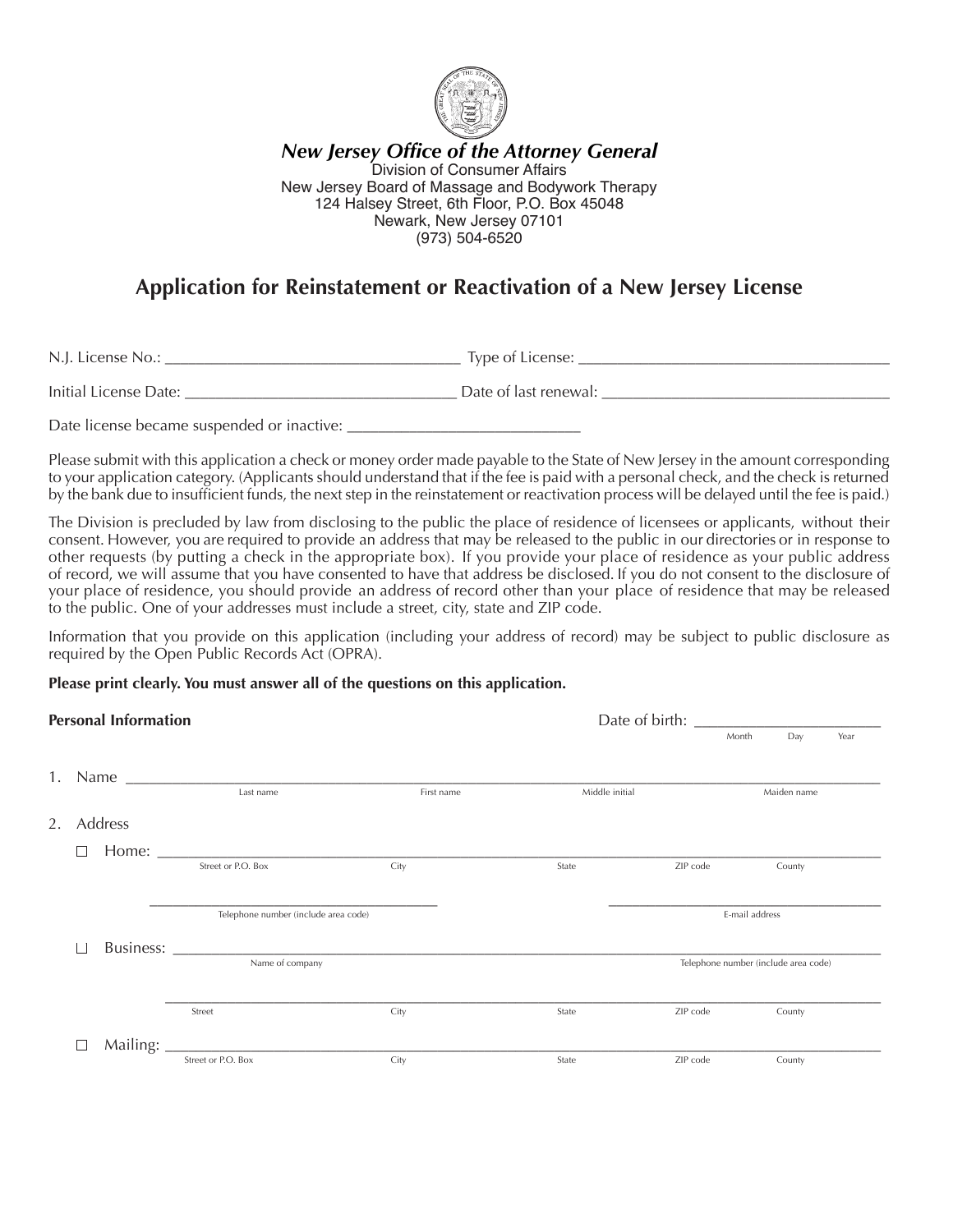*New Jersey Office of the Attorney General*

Division of Consumer Affairs
New Jersey Board of Massage and Bodywork Therapy
124 Halsey Street, 6th Floor, P.O. Box 45048
Newark, New Jersey 07101
(973) 504-6520

# Application for Reinstatement or Reactivation of a New Jersey License

N.J. License No.: ___________________________ Type of License: ___________________________

Initial License Date: ___________________________ Date of last renewal: ___________________________

Date license became suspended or inactive: ___________________________

Please submit with this application a check or money order made payable to the State of New Jersey in the amount corresponding to your application category. (Applicants should understand that if the fee is paid with a personal check, and the check is returned by the bank due to insufficient funds, the next step in the reinstatement or reactivation process will be delayed until the fee is paid.)

The Division is precluded by law from disclosing to the public the place of residence of licensees or applicants, without their consent. However, you are required to provide an address that may be released to the public in our directories or in response to other requests (by putting a check in the appropriate box). If you provide your place of residence as your public address of record, we will assume that you have consented to have that address be disclosed. If you do not consent to the disclosure of your place of residence, you should provide an address of record other than your place of residence that may be released to the public. One of your addresses must include a street, city, state and ZIP code.

Information that you provide on this application (including your address of record) may be subject to public disclosure as required by the Open Public Records Act (OPRA).

**Please print clearly. You must answer all of the questions on this application.**

**Personal Information**

Date of birth: ___________________________
Month Day Year

1. Name ___________________________
   Last name First name Middle initial Maiden name

2. Address

   ☐ Home: ___________________________
   Street or P.O. Box City State ZIP code County

   ___________________________ ___________________________
   Telephone number (include area code) E-mail address

   ☐ Business: ___________________________
   Name of company Telephone number (include area code)

   ___________________________
   Street City State ZIP code County

   ☐ Mailing: ___________________________
   Street or P.O. Box City State ZIP code County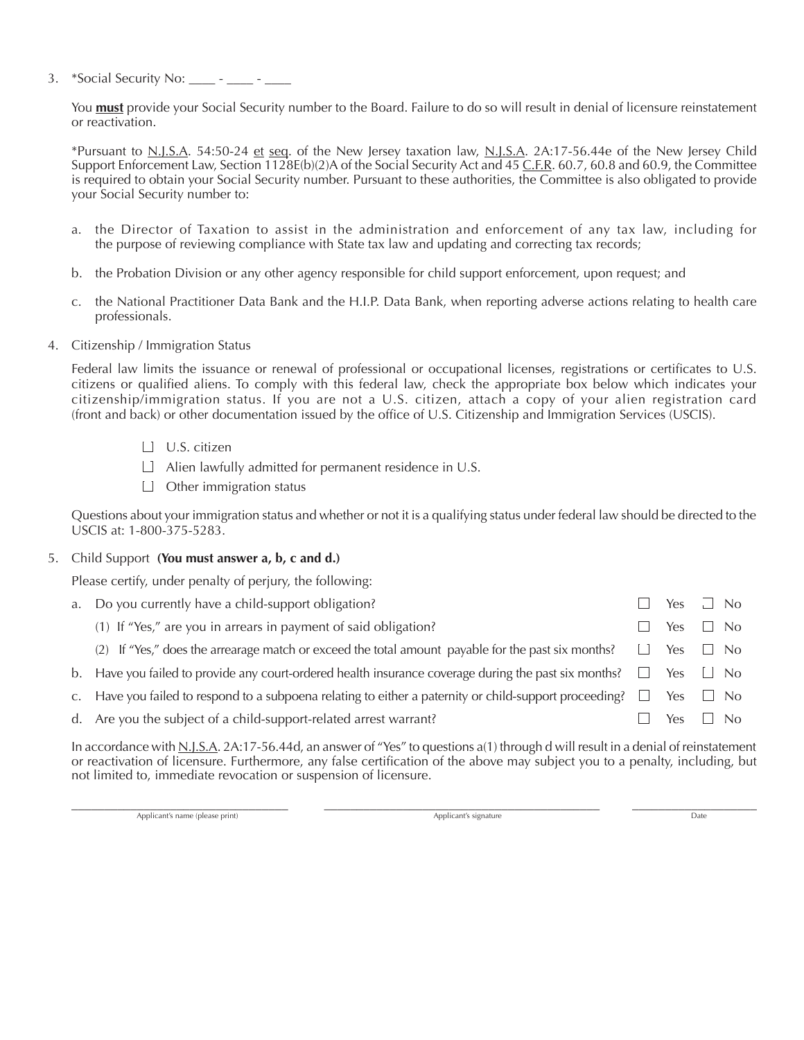3. *Social Security No: ____ - ____ - ____

   You **must** provide your Social Security number to the Board. Failure to do so will result in denial of licensure reinstatement or reactivation.

   *Pursuant to N.J.S.A. 54:50-24 et seq. of the New Jersey taxation law, N.J.S.A. 2A:17-56.44e of the New Jersey Child Support Enforcement Law, Section 1128E(b)(2)A of the Social Security Act and 45 C.F.R. 60.7, 60.8 and 60.9, the Committee is required to obtain your Social Security number. Pursuant to these authorities, the Committee is also obligated to provide your Social Security number to:

   a. the Director of Taxation to assist in the administration and enforcement of any tax law, including for the purpose of reviewing compliance with State tax law and updating and correcting tax records;

   b. the Probation Division or any other agency responsible for child support enforcement, upon request; and

   c. the National Practitioner Data Bank and the H.I.P. Data Bank, when reporting adverse actions relating to health care professionals.

4. Citizenship / Immigration Status

   Federal law limits the issuance or renewal of professional or occupational licenses, registrations or certificates to U.S. citizens or qualified aliens. To comply with this federal law, check the appropriate box below which indicates your citizenship/immigration status. If you are not a U.S. citizen, attach a copy of your alien registration card (front and back) or other documentation issued by the office of U.S. Citizenship and Immigration Services (USCIS).

   - ☐ U.S. citizen
   - ☐ Alien lawfully admitted for permanent residence in U.S.
   - ☐ Other immigration status

   Questions about your immigration status and whether or not it is a qualifying status under federal law should be directed to the USCIS at: 1-800-375-5283.

5. Child Support **(You must answer a, b, c and d.)**

   Please certify, under penalty of perjury, the following:

| | | |
|---|---|---|
| a. Do you currently have a child-support obligation? | ☐ Yes | ☐ No |
| (1) If "Yes," are you in arrears in payment of said obligation? | ☐ Yes | ☐ No |
| (2) If "Yes," does the arrearage match or exceed the total amount payable for the past six months? | ☐ Yes | ☐ No |
| b. Have you failed to provide any court-ordered health insurance coverage during the past six months? | ☐ Yes | ☐ No |
| c. Have you failed to respond to a subpoena relating to either a paternity or child-support proceeding? | ☐ Yes | ☐ No |
| d. Are you the subject of a child-support-related arrest warrant? | ☐ Yes | ☐ No |

   In accordance with N.J.S.A. 2A:17-56.44d, an answer of "Yes" to questions a(1) through d will result in a denial of reinstatement or reactivation of licensure. Furthermore, any false certification of the above may subject you to a penalty, including, but not limited to, immediate revocation or suspension of licensure.

_______________________________ Applicant's name (please print)

_______________________________ Applicant's signature

_______________ Date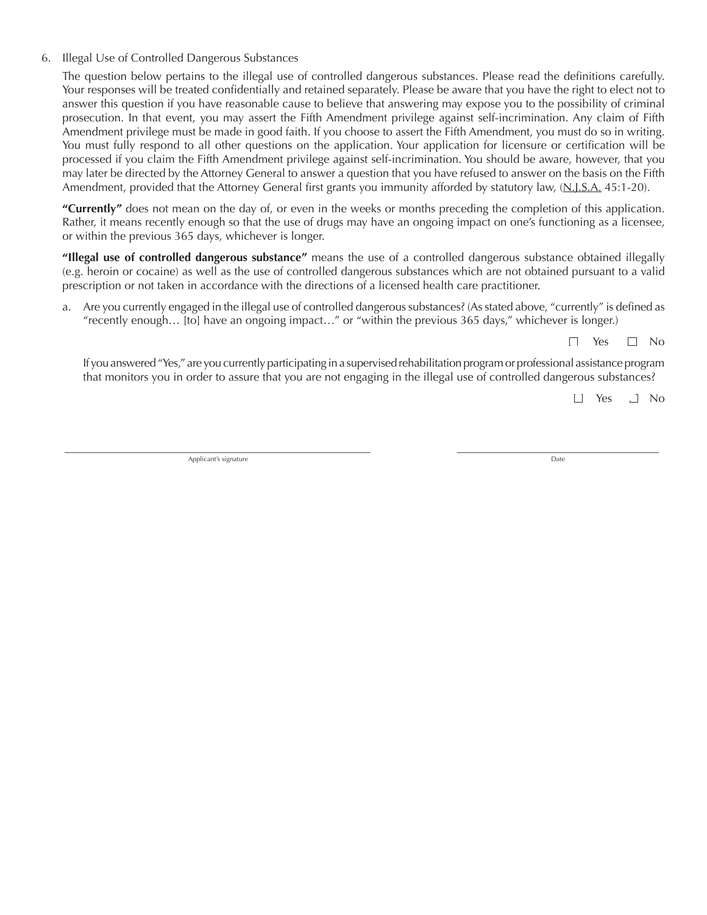6. Illegal Use of Controlled Dangerous Substances

   The question below pertains to the illegal use of controlled dangerous substances. Please read the definitions carefully. Your responses will be treated confidentially and retained separately. Please be aware that you have the right to elect not to answer this question if you have reasonable cause to believe that answering may expose you to the possibility of criminal prosecution. In that event, you may assert the Fifth Amendment privilege against self-incrimination. Any claim of Fifth Amendment privilege must be made in good faith. If you choose to assert the Fifth Amendment, you must do so in writing. You must fully respond to all other questions on the application. Your application for licensure or certification will be processed if you claim the Fifth Amendment privilege against self-incrimination. You should be aware, however, that you may later be directed by the Attorney General to answer a question that you have refused to answer on the basis on the Fifth Amendment, provided that the Attorney General first grants you immunity afforded by statutory law, (N.J.S.A. 45:1-20).

   **"Currently"** does not mean on the day of, or even in the weeks or months preceding the completion of this application. Rather, it means recently enough so that the use of drugs may have an ongoing impact on one's functioning as a licensee, or within the previous 365 days, whichever is longer.

   **"Illegal use of controlled dangerous substance"** means the use of a controlled dangerous substance obtained illegally (e.g. heroin or cocaine) as well as the use of controlled dangerous substances which are not obtained pursuant to a valid prescription or not taken in accordance with the directions of a licensed health care practitioner.

   a. Are you currently engaged in the illegal use of controlled dangerous substances? (As stated above, "currently" is defined as "recently enough… [to] have an ongoing impact…" or "within the previous 365 days," whichever is longer.)

      ☐ Yes ☐ No

      If you answered "Yes," are you currently participating in a supervised rehabilitation program or professional assistance program that monitors you in order to assure that you are not engaging in the illegal use of controlled dangerous substances?

      ☐ Yes ☐ No

_______________________________________ Applicant's signature

_______________________________________ Date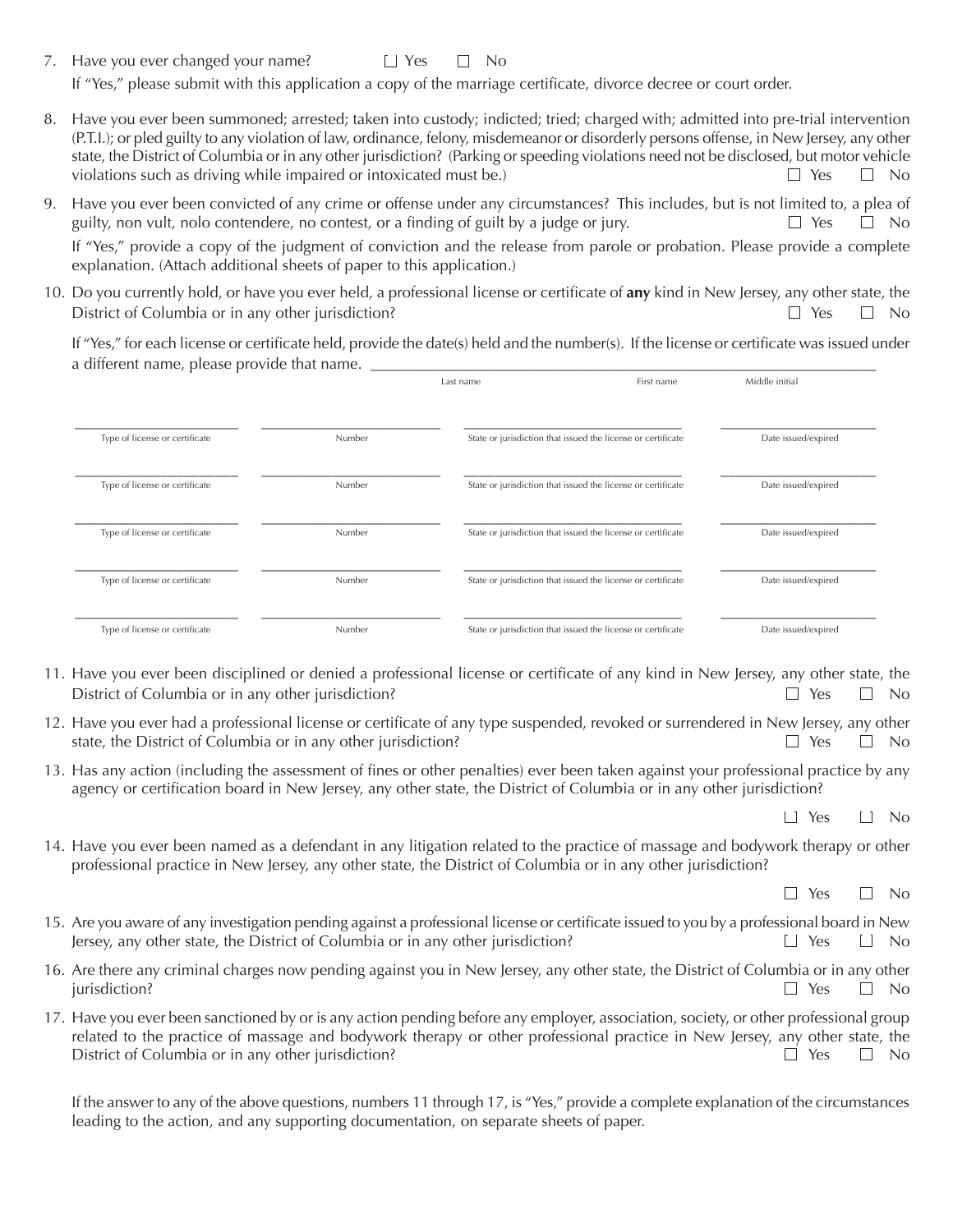7. Have you ever changed your name? ☐ Yes ☐ No

   If "Yes," please submit with this application a copy of the marriage certificate, divorce decree or court order.

8. Have you ever been summoned; arrested; taken into custody; indicted; tried; charged with; admitted into pre-trial intervention (P.T.I.); or pled guilty to any violation of law, ordinance, felony, misdemeanor or disorderly persons offense, in New Jersey, any other state, the District of Columbia or in any other jurisdiction? (Parking or speeding violations need not be disclosed, but motor vehicle violations such as driving while impaired or intoxicated must be.) ☐ Yes ☐ No

9. Have you ever been convicted of any crime or offense under any circumstances? This includes, but is not limited to, a plea of guilty, non vult, nolo contendere, no contest, or a finding of guilt by a judge or jury. ☐ Yes ☐ No

   If "Yes," provide a copy of the judgment of conviction and the release from parole or probation. Please provide a complete explanation. (Attach additional sheets of paper to this application.)

10. Do you currently hold, or have you ever held, a professional license or certificate of **any** kind in New Jersey, any other state, the District of Columbia or in any other jurisdiction? ☐ Yes ☐ No

    If "Yes," for each license or certificate held, provide the date(s) held and the number(s). If the license or certificate was issued under a different name, please provide that name. ______________________________

    Last name ______ First name ______ Middle initial ______

| Type of license or certificate | Number | State or jurisdiction that issued the license or certificate | Date issued/expired |
|---|---|---|---|
| | | | |
| | | | |
| | | | |
| | | | |
| | | | |

11. Have you ever been disciplined or denied a professional license or certificate of any kind in New Jersey, any other state, the District of Columbia or in any other jurisdiction? ☐ Yes ☐ No

12. Have you ever had a professional license or certificate of any type suspended, revoked or surrendered in New Jersey, any other state, the District of Columbia or in any other jurisdiction? ☐ Yes ☐ No

13. Has any action (including the assessment of fines or other penalties) ever been taken against your professional practice by any agency or certification board in New Jersey, any other state, the District of Columbia or in any other jurisdiction? ☐ Yes ☐ No

14. Have you ever been named as a defendant in any litigation related to the practice of massage and bodywork therapy or other professional practice in New Jersey, any other state, the District of Columbia or in any other jurisdiction? ☐ Yes ☐ No

15. Are you aware of any investigation pending against a professional license or certificate issued to you by a professional board in New Jersey, any other state, the District of Columbia or in any other jurisdiction? ☐ Yes ☐ No

16. Are there any criminal charges now pending against you in New Jersey, any other state, the District of Columbia or in any other jurisdiction? ☐ Yes ☐ No

17. Have you ever been sanctioned by or is any action pending before any employer, association, society, or other professional group related to the practice of massage and bodywork therapy or other professional practice in New Jersey, any other state, the District of Columbia or in any other jurisdiction? ☐ Yes ☐ No

    If the answer to any of the above questions, numbers 11 through 17, is "Yes," provide a complete explanation of the circumstances leading to the action, and any supporting documentation, on separate sheets of paper.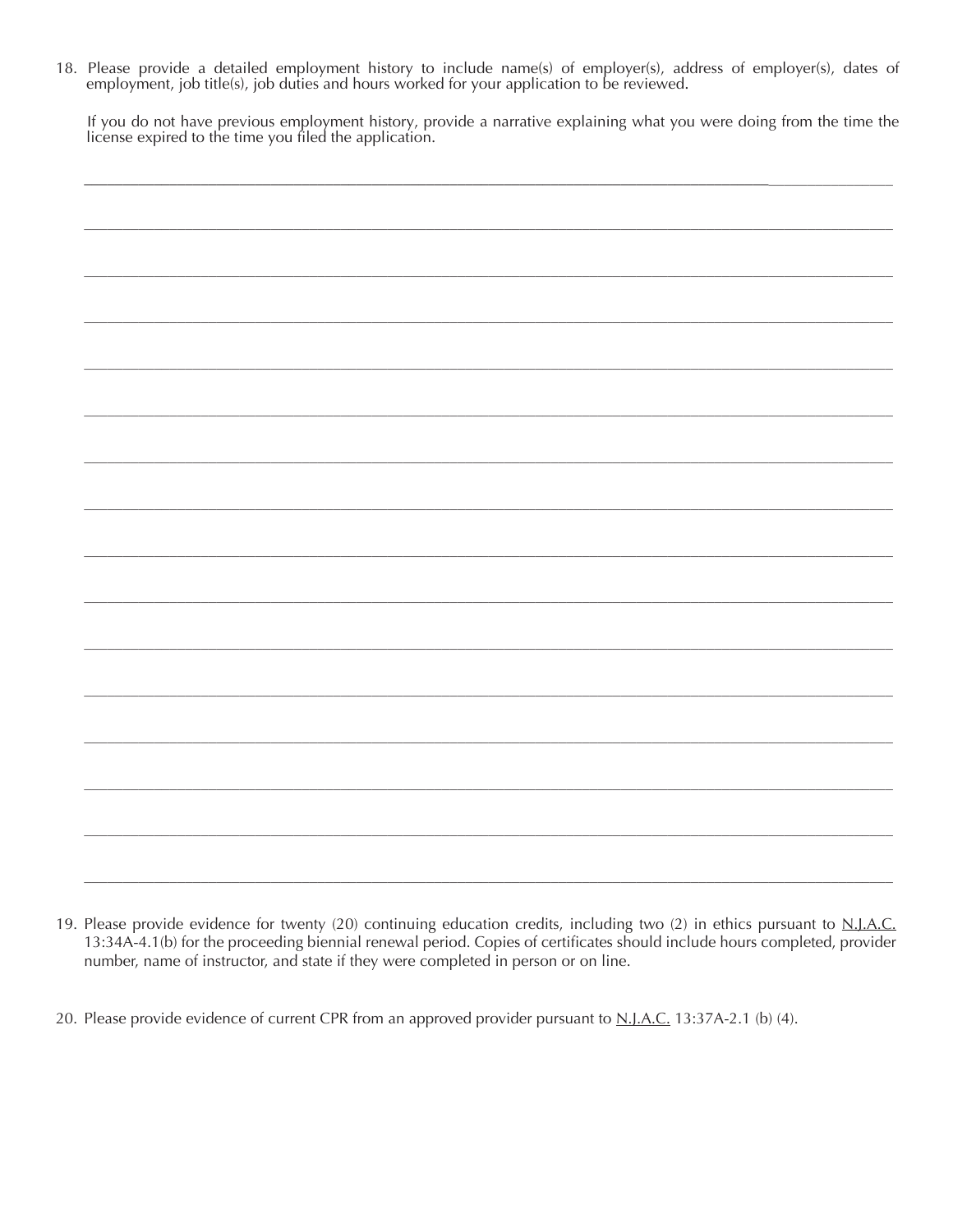18. Please provide a detailed employment history to include name(s) of employer(s), address of employer(s), dates of employment, job title(s), job duties and hours worked for your application to be reviewed.

    If you do not have previous employment history, provide a narrative explaining what you were doing from the time the license expired to the time you filed the application.

    ______________________________________________________________________________

    ______________________________________________________________________________

    ______________________________________________________________________________

    ______________________________________________________________________________

    ______________________________________________________________________________

    ______________________________________________________________________________

    ______________________________________________________________________________

    ______________________________________________________________________________

    ______________________________________________________________________________

    ______________________________________________________________________________

    ______________________________________________________________________________

    ______________________________________________________________________________

    ______________________________________________________________________________

    ______________________________________________________________________________

    ______________________________________________________________________________

    ______________________________________________________________________________

19. Please provide evidence for twenty (20) continuing education credits, including two (2) in ethics pursuant to N.J.A.C. 13:34A-4.1(b) for the proceeding biennial renewal period. Copies of certificates should include hours completed, provider number, name of instructor, and state if they were completed in person or on line.

20. Please provide evidence of current CPR from an approved provider pursuant to N.J.A.C. 13:37A-2.1 (b) (4).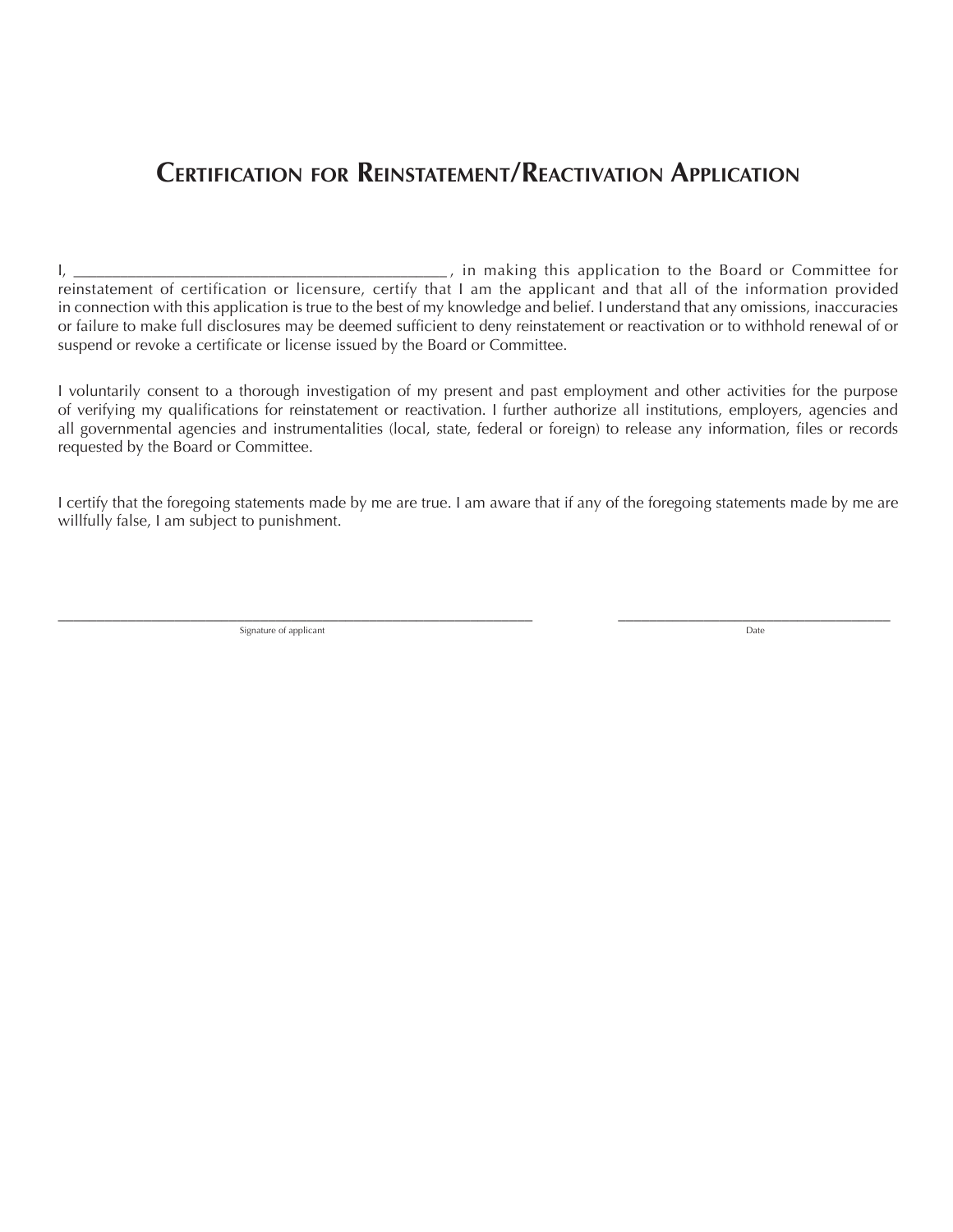# Certification for Reinstatement/Reactivation Application

I, _____________________________________________ , in making this application to the Board or Committee for reinstatement of certification or licensure, certify that I am the applicant and that all of the information provided in connection with this application is true to the best of my knowledge and belief. I understand that any omissions, inaccuracies or failure to make full disclosures may be deemed sufficient to deny reinstatement or reactivation or to withhold renewal of or suspend or revoke a certificate or license issued by the Board or Committee.

I voluntarily consent to a thorough investigation of my present and past employment and other activities for the purpose of verifying my qualifications for reinstatement or reactivation. I further authorize all institutions, employers, agencies and all governmental agencies and instrumentalities (local, state, federal or foreign) to release any information, files or records requested by the Board or Committee.

I certify that the foregoing statements made by me are true. I am aware that if any of the foregoing statements made by me are willfully false, I am subject to punishment.

_________________________________________________________ Signature of applicant

____________________________________ Date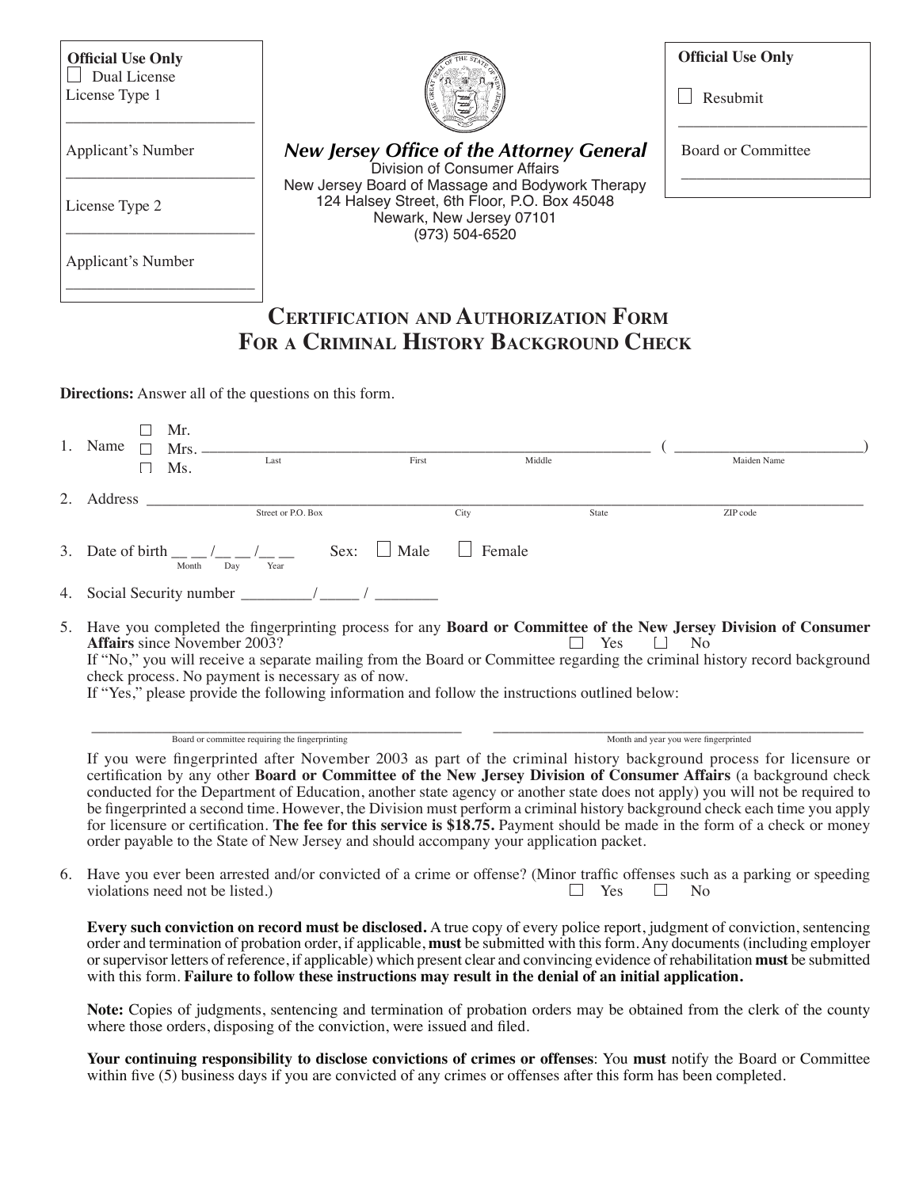**Official Use Only**

☐ Dual License

License Type 1

______________________

Applicant's Number

______________________

License Type 2

______________________

Applicant's Number

______________________

***New Jersey Office of the Attorney General***

Division of Consumer Affairs

New Jersey Board of Massage and Bodywork Therapy

124 Halsey Street, 6th Floor, P.O. Box 45048

Newark, New Jersey 07101

(973) 504-6520

**Official Use Only**

☐ Resubmit

______________________

Board or Committee

______________________

# Certification and Authorization Form For a Criminal History Background Check

**Directions:** Answer all of the questions on this form.

1. Name ☐ Mr. ☐ Mrs. ☐ Ms. ____________________________________________ ( ____________________ )
   Last First Middle Maiden Name

2. Address ____________________________________________________________________
   Street or P.O. Box City State ZIP code

3. Date of birth __ __ /__ __ /__ __ Sex: ☐ Male ☐ Female
   Month Day Year

4. Social Security number _________/_____ / ________

5. Have you completed the fingerprinting process for any **Board or Committee of the New Jersey Division of Consumer Affairs** since November 2003? ☐ Yes ☐ No
   If "No," you will receive a separate mailing from the Board or Committee regarding the criminal history record background check process. No payment is necessary as of now.
   If "Yes," please provide the following information and follow the instructions outlined below:

   ______________________________ ______________________________
   Board or committee requiring the fingerprinting Month and year you were fingerprinted

   If you were fingerprinted after November 2003 as part of the criminal history background process for licensure or certification by any other **Board or Committee of the New Jersey Division of Consumer Affairs** (a background check conducted for the Department of Education, another state agency or another state does not apply) you will not be required to be fingerprinted a second time. However, the Division must perform a criminal history background check each time you apply for licensure or certification. **The fee for this service is $18.75.** Payment should be made in the form of a check or money order payable to the State of New Jersey and should accompany your application packet.

6. Have you ever been arrested and/or convicted of a crime or offense? (Minor traffic offenses such as a parking or speeding violations need not be listed.) ☐ Yes ☐ No

   **Every such conviction on record must be disclosed.** A true copy of every police report, judgment of conviction, sentencing order and termination of probation order, if applicable, **must** be submitted with this form. Any documents (including employer or supervisor letters of reference, if applicable) which present clear and convincing evidence of rehabilitation **must** be submitted with this form. **Failure to follow these instructions may result in the denial of an initial application.**

   **Note:** Copies of judgments, sentencing and termination of probation orders may be obtained from the clerk of the county where those orders, disposing of the conviction, were issued and filed.

   **Your continuing responsibility to disclose convictions of crimes or offenses**: You **must** notify the Board or Committee within five (5) business days if you are convicted of any crimes or offenses after this form has been completed.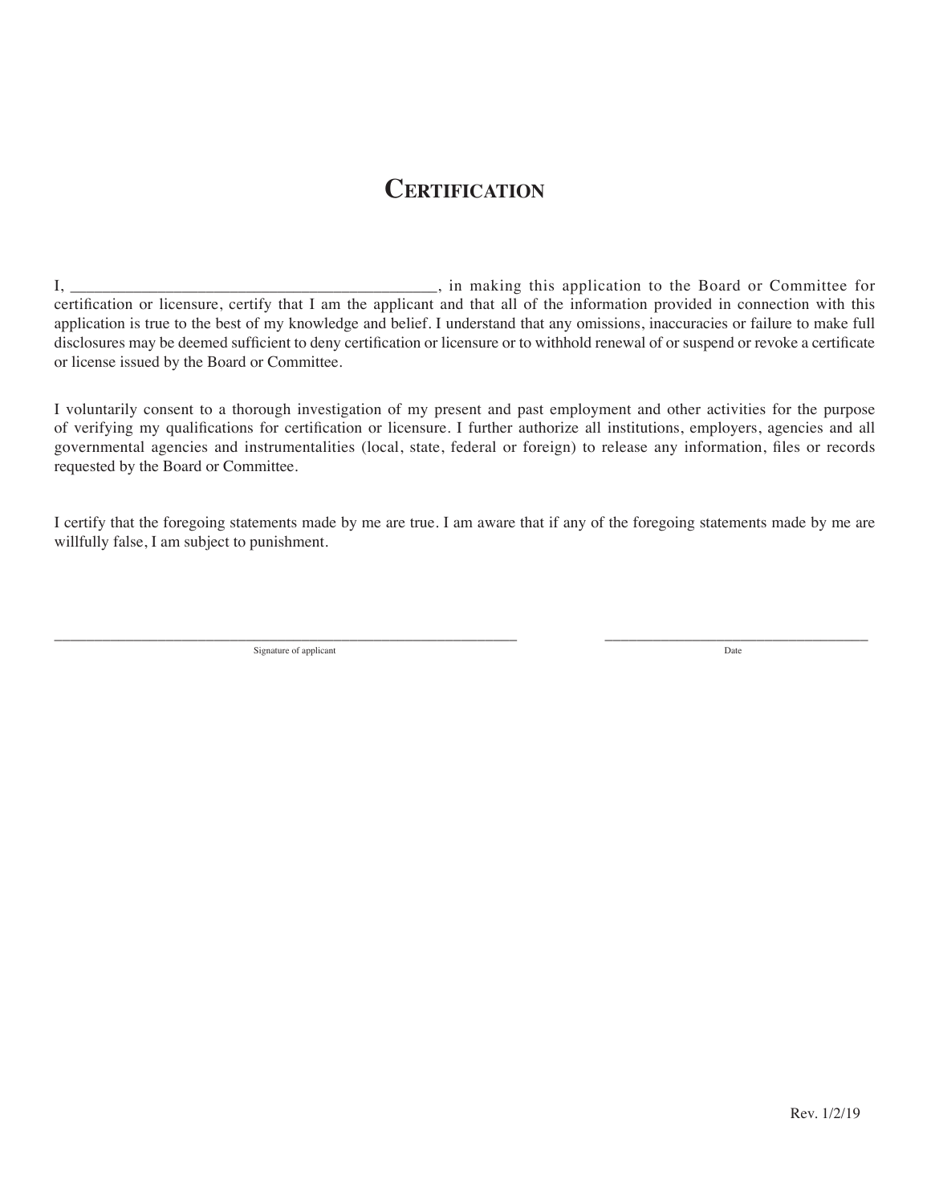# Certification

I, _____________________________________________, in making this application to the Board or Committee for certification or licensure, certify that I am the applicant and that all of the information provided in connection with this application is true to the best of my knowledge and belief. I understand that any omissions, inaccuracies or failure to make full disclosures may be deemed sufficient to deny certification or licensure or to withhold renewal of or suspend or revoke a certificate or license issued by the Board or Committee.

I voluntarily consent to a thorough investigation of my present and past employment and other activities for the purpose of verifying my qualifications for certification or licensure. I further authorize all institutions, employers, agencies and all governmental agencies and instrumentalities (local, state, federal or foreign) to release any information, files or records requested by the Board or Committee.

I certify that the foregoing statements made by me are true. I am aware that if any of the foregoing statements made by me are willfully false, I am subject to punishment.

_____________________________________________ Signature of applicant

_____________________________________________ Date

Rev. 1/2/19